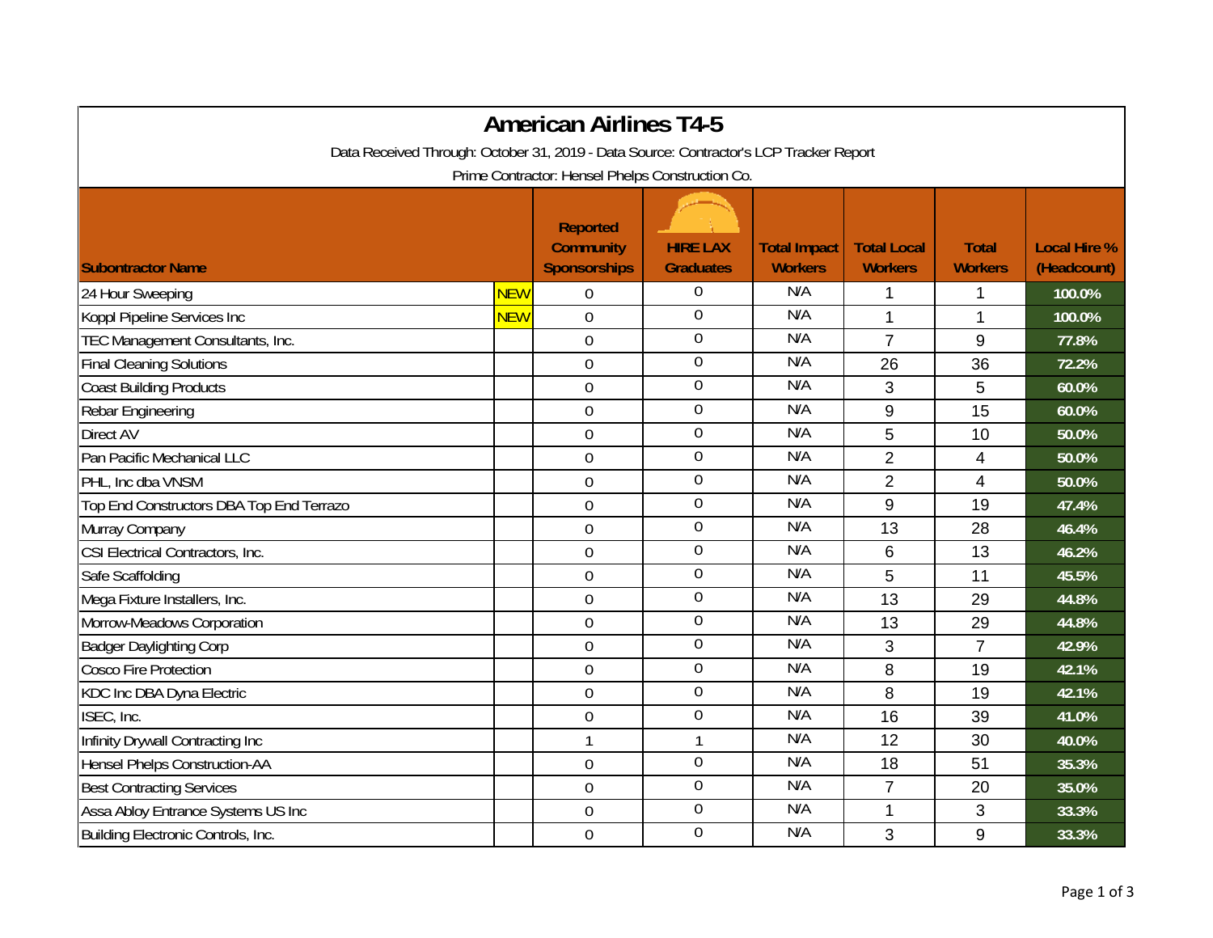# American Airlines T4-5

Data Received Through: October 31, 2019 - Data Source: Contractor's LCP Tracker Report

Prime Contractor: Hensel Phelps Construction Co.

| Subontractor Name | | Reported Community Sponsorships | HIRE LAX Graduates | Total Impact Workers | Total Local Workers | Total Workers | Local Hire % (Headcount) |
|---|---|---|---|---|---|---|---|
| 24 Hour Sweeping | NEW | 0 | 0 | N/A | 1 | 1 | 100.0% |
| Koppl Pipeline Services Inc | NEW | 0 | 0 | N/A | 1 | 1 | 100.0% |
| TEC Management Consultants, Inc. | | 0 | 0 | N/A | 7 | 9 | 77.8% |
| Final Cleaning Solutions | | 0 | 0 | N/A | 26 | 36 | 72.2% |
| Coast Building Products | | 0 | 0 | N/A | 3 | 5 | 60.0% |
| Rebar Engineering | | 0 | 0 | N/A | 9 | 15 | 60.0% |
| Direct AV | | 0 | 0 | N/A | 5 | 10 | 50.0% |
| Pan Pacific Mechanical LLC | | 0 | 0 | N/A | 2 | 4 | 50.0% |
| PHL, Inc dba VNSM | | 0 | 0 | N/A | 2 | 4 | 50.0% |
| Top End Constructors DBA Top End Terrazo | | 0 | 0 | N/A | 9 | 19 | 47.4% |
| Murray Company | | 0 | 0 | N/A | 13 | 28 | 46.4% |
| CSI Electrical Contractors, Inc. | | 0 | 0 | N/A | 6 | 13 | 46.2% |
| Safe Scaffolding | | 0 | 0 | N/A | 5 | 11 | 45.5% |
| Mega Fixture Installers, Inc. | | 0 | 0 | N/A | 13 | 29 | 44.8% |
| Morrow-Meadows Corporation | | 0 | 0 | N/A | 13 | 29 | 44.8% |
| Badger Daylighting Corp | | 0 | 0 | N/A | 3 | 7 | 42.9% |
| Cosco Fire Protection | | 0 | 0 | N/A | 8 | 19 | 42.1% |
| KDC Inc DBA Dyna Electric | | 0 | 0 | N/A | 8 | 19 | 42.1% |
| ISEC, Inc. | | 0 | 0 | N/A | 16 | 39 | 41.0% |
| Infinity Drywall Contracting Inc | | 1 | 1 | N/A | 12 | 30 | 40.0% |
| Hensel Phelps Construction-AA | | 0 | 0 | N/A | 18 | 51 | 35.3% |
| Best Contracting Services | | 0 | 0 | N/A | 7 | 20 | 35.0% |
| Assa Abloy Entrance Systems US Inc | | 0 | 0 | N/A | 1 | 3 | 33.3% |
| Building Electronic Controls, Inc. | | 0 | 0 | N/A | 3 | 9 | 33.3% |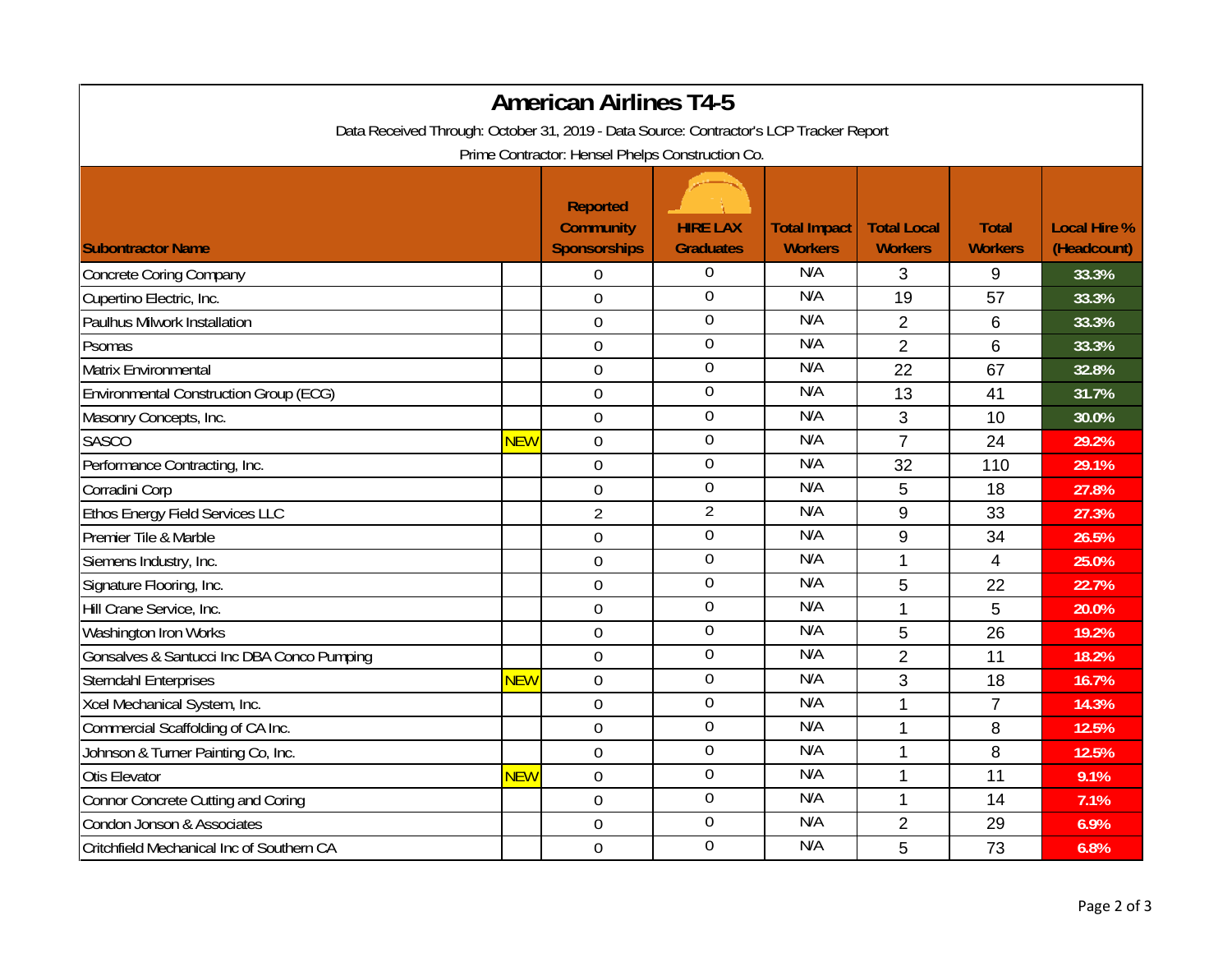# American Airlines T4-5

Data Received Through: October 31, 2019 - Data Source: Contractor's LCP Tracker Report

Prime Contractor: Hensel Phelps Construction Co.

| Subcontractor Name | | Reported Community Sponsorships | HIRE LAX Graduates | Total Impact Workers | Total Local Workers | Total Workers | Local Hire % (Headcount) |
|---|---|---|---|---|---|---|---|
| Concrete Coring Company | | 0 | 0 | N/A | 3 | 9 | 33.3% |
| Cupertino Electric, Inc. | | 0 | 0 | N/A | 19 | 57 | 33.3% |
| Paulhus Milwork Installation | | 0 | 0 | N/A | 2 | 6 | 33.3% |
| Psomas | | 0 | 0 | N/A | 2 | 6 | 33.3% |
| Matrix Environmental | | 0 | 0 | N/A | 22 | 67 | 32.8% |
| Environmental Construction Group (ECG) | | 0 | 0 | N/A | 13 | 41 | 31.7% |
| Masonry Concepts, Inc. | | 0 | 0 | N/A | 3 | 10 | 30.0% |
| SASCO | NEW | 0 | 0 | N/A | 7 | 24 | 29.2% |
| Performance Contracting, Inc. | | 0 | 0 | N/A | 32 | 110 | 29.1% |
| Corradini Corp | | 0 | 0 | N/A | 5 | 18 | 27.8% |
| Ethos Energy Field Services LLC | | 2 | 2 | N/A | 9 | 33 | 27.3% |
| Premier Tile & Marble | | 0 | 0 | N/A | 9 | 34 | 26.5% |
| Siemens Industry, Inc. | | 0 | 0 | N/A | 1 | 4 | 25.0% |
| Signature Flooring, Inc. | | 0 | 0 | N/A | 5 | 22 | 22.7% |
| Hill Crane Service, Inc. | | 0 | 0 | N/A | 1 | 5 | 20.0% |
| Washington Iron Works | | 0 | 0 | N/A | 5 | 26 | 19.2% |
| Gonsalves & Santucci Inc DBA Conco Pumping | | 0 | 0 | N/A | 2 | 11 | 18.2% |
| Sterndahl Enterprises | NEW | 0 | 0 | N/A | 3 | 18 | 16.7% |
| Xcel Mechanical System, Inc. | | 0 | 0 | N/A | 1 | 7 | 14.3% |
| Commercial Scaffolding of CA Inc. | | 0 | 0 | N/A | 1 | 8 | 12.5% |
| Johnson & Turner Painting Co, Inc. | | 0 | 0 | N/A | 1 | 8 | 12.5% |
| Otis Elevator | NEW | 0 | 0 | N/A | 1 | 11 | 9.1% |
| Connor Concrete Cutting and Coring | | 0 | 0 | N/A | 1 | 14 | 7.1% |
| Condon Jonson & Associates | | 0 | 0 | N/A | 2 | 29 | 6.9% |
| Critchfield Mechanical Inc of Southern CA | | 0 | 0 | N/A | 5 | 73 | 6.8% |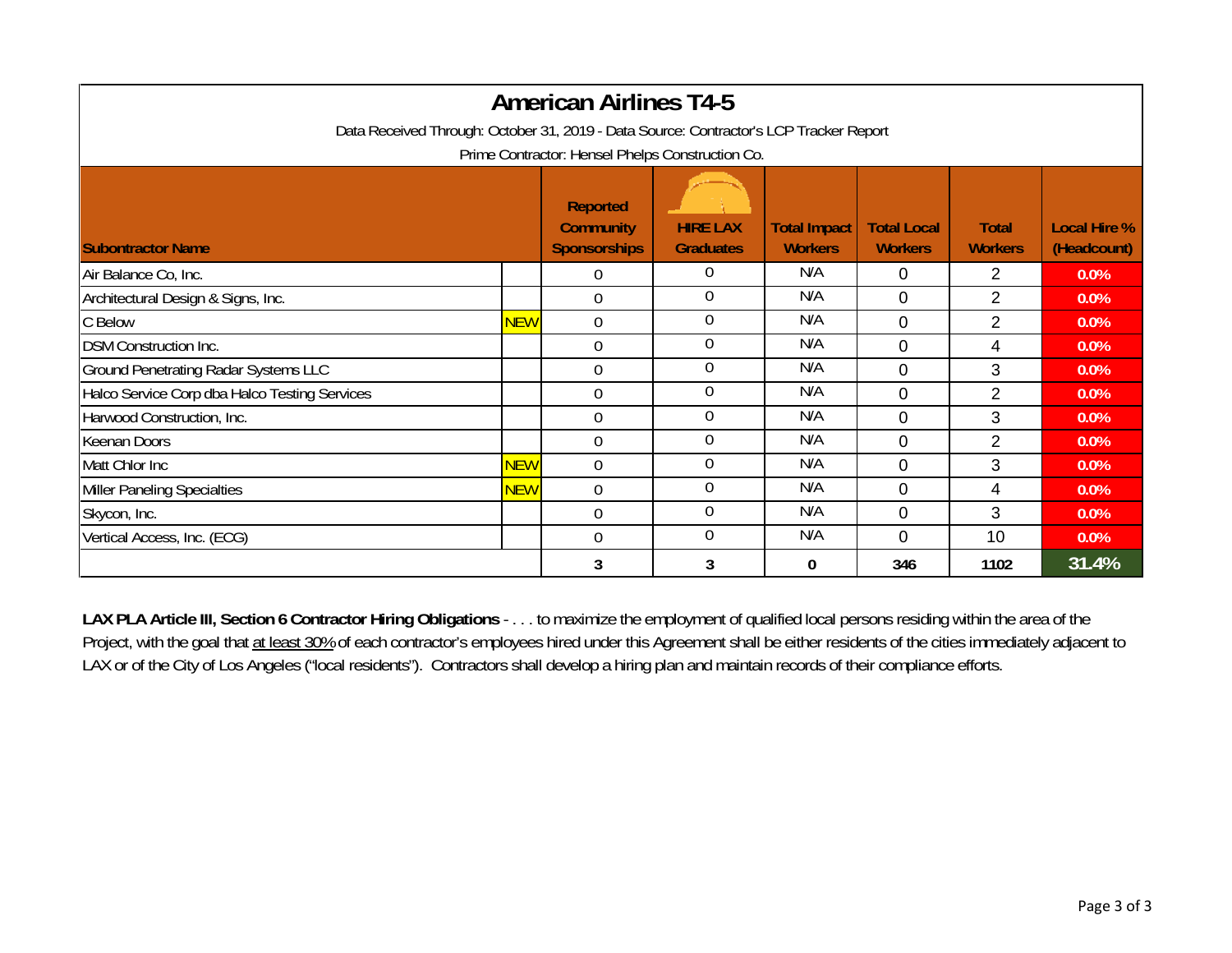# American Airlines T4-5

Data Received Through: October 31, 2019 - Data Source: Contractor's LCP Tracker Report

Prime Contractor: Hensel Phelps Construction Co.

| Subcontractor Name | | Reported Community Sponsorships | HIRE LAX Graduates | Total Impact Workers | Total Local Workers | Total Workers | Local Hire % (Headcount) |
|---|---|---|---|---|---|---|---|
| Air Balance Co, Inc. | | 0 | 0 | N/A | 0 | 2 | 0.0% |
| Architectural Design & Signs, Inc. | | 0 | 0 | N/A | 0 | 2 | 0.0% |
| C Below | NEW | 0 | 0 | N/A | 0 | 2 | 0.0% |
| DSM Construction Inc. | | 0 | 0 | N/A | 0 | 4 | 0.0% |
| Ground Penetrating Radar Systems LLC | | 0 | 0 | N/A | 0 | 3 | 0.0% |
| Halco Service Corp dba Halco Testing Services | | 0 | 0 | N/A | 0 | 2 | 0.0% |
| Harwood Construction, Inc. | | 0 | 0 | N/A | 0 | 3 | 0.0% |
| Keenan Doors | | 0 | 0 | N/A | 0 | 2 | 0.0% |
| Matt Chlor Inc | NEW | 0 | 0 | N/A | 0 | 3 | 0.0% |
| Miller Paneling Specialties | NEW | 0 | 0 | N/A | 0 | 4 | 0.0% |
| Skycon, Inc. | | 0 | 0 | N/A | 0 | 3 | 0.0% |
| Vertical Access, Inc. (ECG) | | 0 | 0 | N/A | 0 | 10 | 0.0% |
| | | 3 | 3 | 0 | 346 | 1102 | 31.4% |

**LAX PLA Article III, Section 6 Contractor Hiring Obligations** - . . . to maximize the employment of qualified local persons residing within the area of the Project, with the goal that at least 30% of each contractor's employees hired under this Agreement shall be either residents of the cities immediately adjacent to LAX or of the City of Los Angeles ("local residents"). Contractors shall develop a hiring plan and maintain records of their compliance efforts.